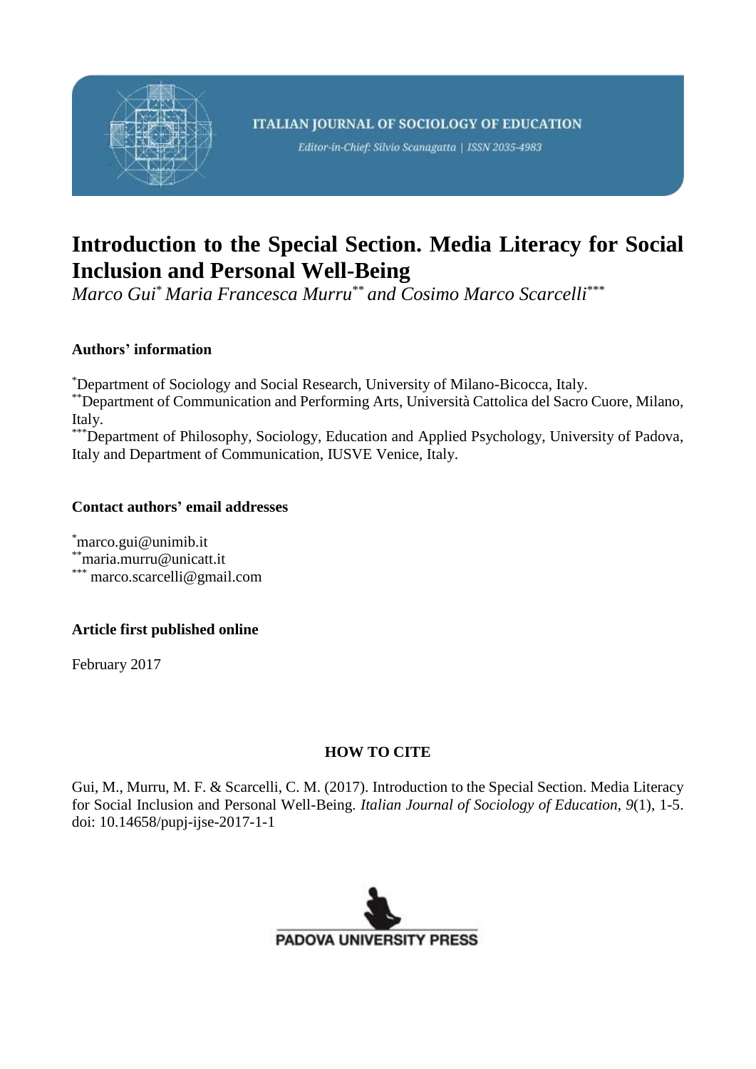ITALIAN JOURNAL OF SOCIOLOGY OF EDUCATION

*Editor-in-Chief: Silvio Scanagatta | ISSN 2035-4983*

# Introduction to the Special Section. Media Literacy for Social Inclusion and Personal Well-Being

*Marco Gui[*] Maria Francesca Murru[**] and Cosimo Marco Scarcelli[***]*

### Authors' information

[*]Department of Sociology and Social Research, University of Milano-Bicocca, Italy.
[**]Department of Communication and Performing Arts, Università Cattolica del Sacro Cuore, Milano, Italy.
[***]Department of Philosophy, Sociology, Education and Applied Psychology, University of Padova, Italy and Department of Communication, IUSVE Venice, Italy.

### Contact authors' email addresses

[*]marco.gui@unimib.it
[**]maria.murru@unicatt.it
[***] marco.scarcelli@gmail.com

### Article first published online

February 2017

### HOW TO CITE

Gui, M., Murru, M. F. & Scarcelli, C. M. (2017). Introduction to the Special Section. Media Literacy for Social Inclusion and Personal Well-Being. *Italian Journal of Sociology of Education*, *9*(1), 1-5. doi: 10.14658/pupj-ijse-2017-1-1

PADOVA UNIVERSITY PRESS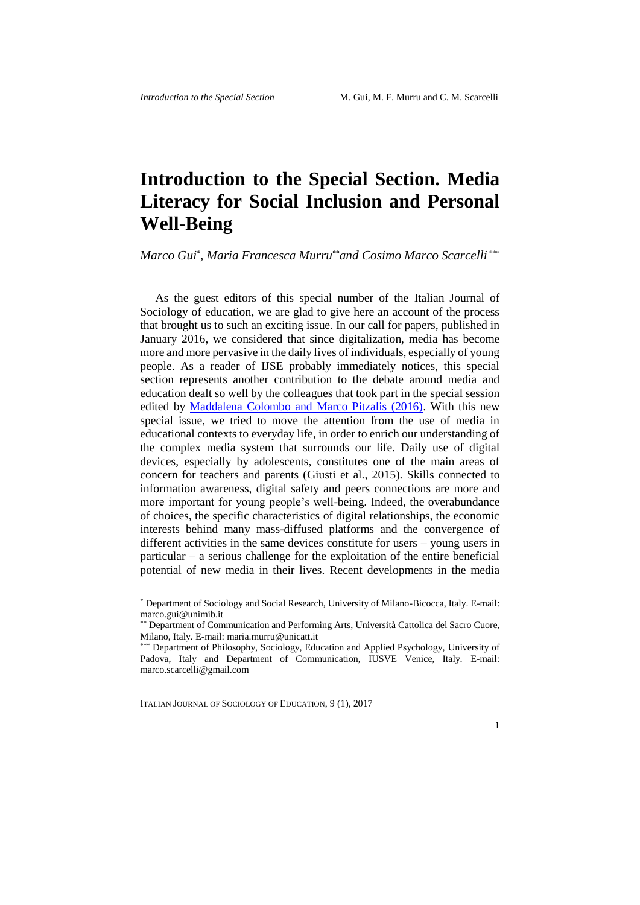# Introduction to the Special Section. Media Literacy for Social Inclusion and Personal Well-Being

*Marco Gui*[*], *Maria Francesca Murru*[**] *and Cosimo Marco Scarcelli*[***]

As the guest editors of this special number of the Italian Journal of Sociology of education, we are glad to give here an account of the process that brought us to such an exciting issue. In our call for papers, published in January 2016, we considered that since digitalization, media has become more and more pervasive in the daily lives of individuals, especially of young people. As a reader of IJSE probably immediately notices, this special section represents another contribution to the debate around media and education dealt so well by the colleagues that took part in the special session edited by Maddalena Colombo and Marco Pitzalis (2016). With this new special issue, we tried to move the attention from the use of media in educational contexts to everyday life, in order to enrich our understanding of the complex media system that surrounds our life. Daily use of digital devices, especially by adolescents, constitutes one of the main areas of concern for teachers and parents (Giusti et al., 2015). Skills connected to information awareness, digital safety and peers connections are more and more important for young people's well-being. Indeed, the overabundance of choices, the specific characteristics of digital relationships, the economic interests behind many mass-diffused platforms and the convergence of different activities in the same devices constitute for users – young users in particular – a serious challenge for the exploitation of the entire beneficial potential of new media in their lives. Recent developments in the media

---

[*] Department of Sociology and Social Research, University of Milano-Bicocca, Italy. E-mail: marco.gui@unimib.it

[**] Department of Communication and Performing Arts, Università Cattolica del Sacro Cuore, Milano, Italy. E-mail: maria.murru@unicatt.it

[***] Department of Philosophy, Sociology, Education and Applied Psychology, University of Padova, Italy and Department of Communication, IUSVE Venice, Italy. E-mail: marco.scarcelli@gmail.com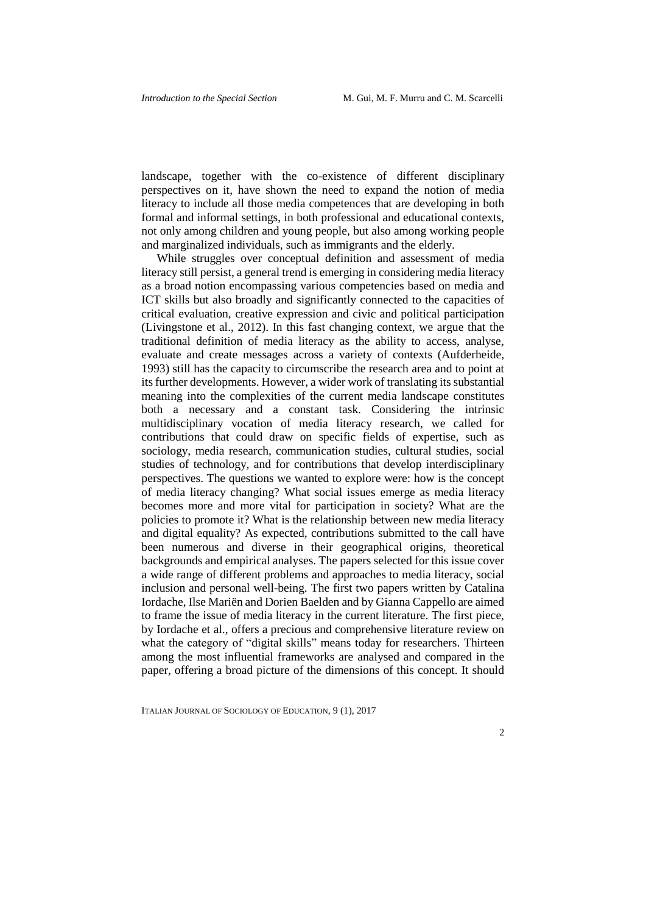landscape, together with the co-existence of different disciplinary perspectives on it, have shown the need to expand the notion of media literacy to include all those media competences that are developing in both formal and informal settings, in both professional and educational contexts, not only among children and young people, but also among working people and marginalized individuals, such as immigrants and the elderly.

While struggles over conceptual definition and assessment of media literacy still persist, a general trend is emerging in considering media literacy as a broad notion encompassing various competencies based on media and ICT skills but also broadly and significantly connected to the capacities of critical evaluation, creative expression and civic and political participation (Livingstone et al., 2012). In this fast changing context, we argue that the traditional definition of media literacy as the ability to access, analyse, evaluate and create messages across a variety of contexts (Aufderheide, 1993) still has the capacity to circumscribe the research area and to point at its further developments. However, a wider work of translating its substantial meaning into the complexities of the current media landscape constitutes both a necessary and a constant task. Considering the intrinsic multidisciplinary vocation of media literacy research, we called for contributions that could draw on specific fields of expertise, such as sociology, media research, communication studies, cultural studies, social studies of technology, and for contributions that develop interdisciplinary perspectives. The questions we wanted to explore were: how is the concept of media literacy changing? What social issues emerge as media literacy becomes more and more vital for participation in society? What are the policies to promote it? What is the relationship between new media literacy and digital equality? As expected, contributions submitted to the call have been numerous and diverse in their geographical origins, theoretical backgrounds and empirical analyses. The papers selected for this issue cover a wide range of different problems and approaches to media literacy, social inclusion and personal well-being. The first two papers written by Catalina Iordache, Ilse Mariën and Dorien Baelden and by Gianna Cappello are aimed to frame the issue of media literacy in the current literature. The first piece, by Iordache et al., offers a precious and comprehensive literature review on what the category of "digital skills" means today for researchers. Thirteen among the most influential frameworks are analysed and compared in the paper, offering a broad picture of the dimensions of this concept. It should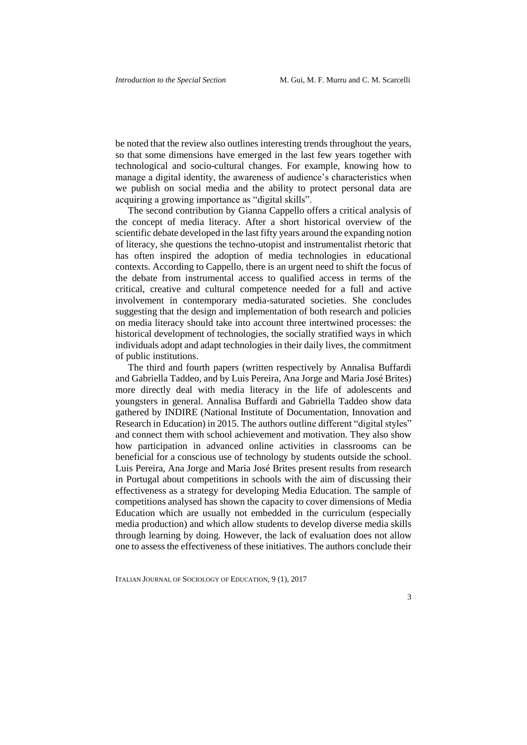be noted that the review also outlines interesting trends throughout the years, so that some dimensions have emerged in the last few years together with technological and socio-cultural changes. For example, knowing how to manage a digital identity, the awareness of audience's characteristics when we publish on social media and the ability to protect personal data are acquiring a growing importance as "digital skills".

The second contribution by Gianna Cappello offers a critical analysis of the concept of media literacy. After a short historical overview of the scientific debate developed in the last fifty years around the expanding notion of literacy, she questions the techno-utopist and instrumentalist rhetoric that has often inspired the adoption of media technologies in educational contexts. According to Cappello, there is an urgent need to shift the focus of the debate from instrumental access to qualified access in terms of the critical, creative and cultural competence needed for a full and active involvement in contemporary media-saturated societies. She concludes suggesting that the design and implementation of both research and policies on media literacy should take into account three intertwined processes: the historical development of technologies, the socially stratified ways in which individuals adopt and adapt technologies in their daily lives, the commitment of public institutions.

The third and fourth papers (written respectively by Annalisa Buffardi and Gabriella Taddeo, and by Luis Pereira, Ana Jorge and Maria José Brites) more directly deal with media literacy in the life of adolescents and youngsters in general. Annalisa Buffardi and Gabriella Taddeo show data gathered by INDIRE (National Institute of Documentation, Innovation and Research in Education) in 2015. The authors outline different "digital styles" and connect them with school achievement and motivation. They also show how participation in advanced online activities in classrooms can be beneficial for a conscious use of technology by students outside the school. Luis Pereira, Ana Jorge and Maria José Brites present results from research in Portugal about competitions in schools with the aim of discussing their effectiveness as a strategy for developing Media Education. The sample of competitions analysed has shown the capacity to cover dimensions of Media Education which are usually not embedded in the curriculum (especially media production) and which allow students to develop diverse media skills through learning by doing. However, the lack of evaluation does not allow one to assess the effectiveness of these initiatives. The authors conclude their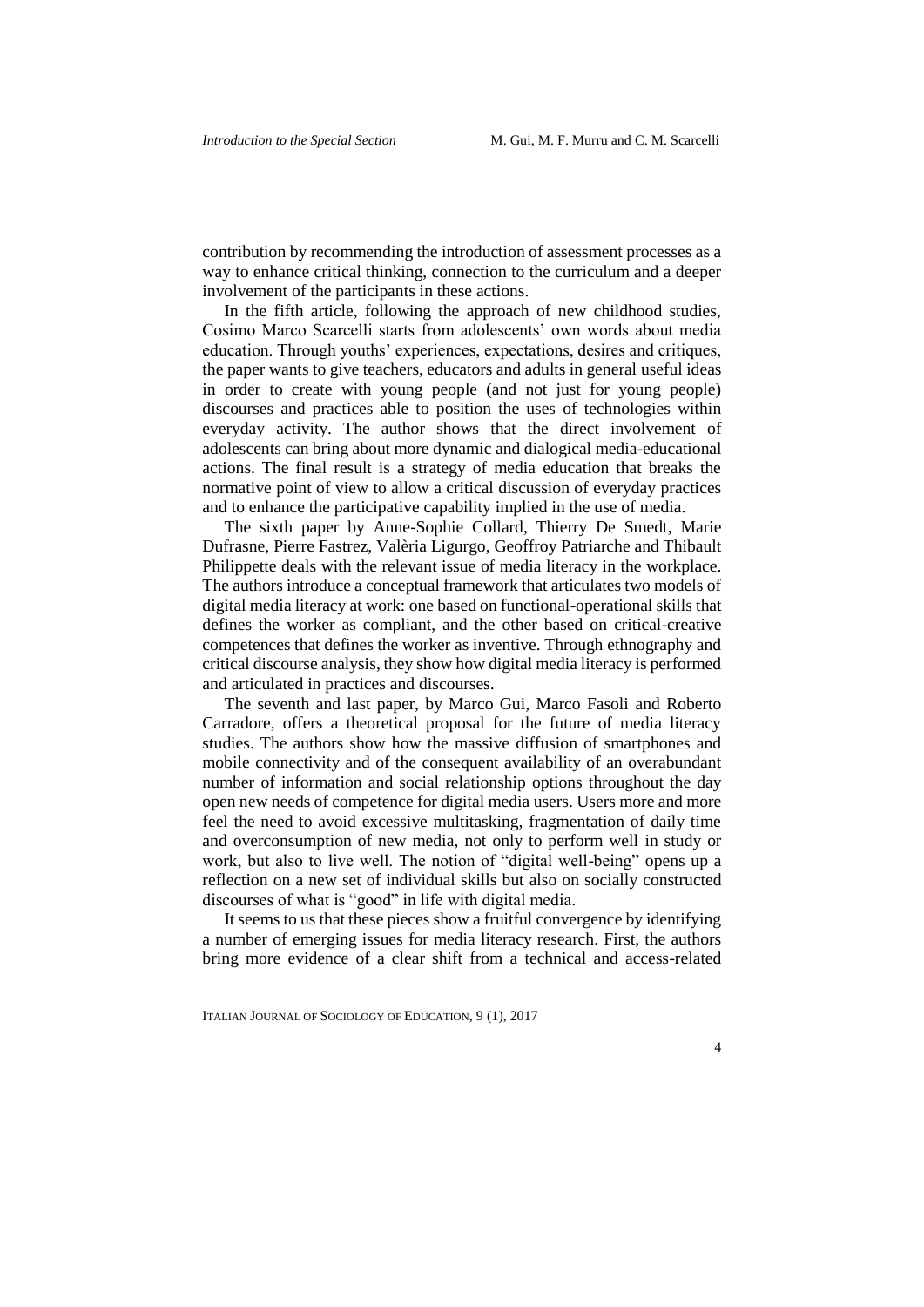contribution by recommending the introduction of assessment processes as a way to enhance critical thinking, connection to the curriculum and a deeper involvement of the participants in these actions.

In the fifth article, following the approach of new childhood studies, Cosimo Marco Scarcelli starts from adolescents' own words about media education. Through youths' experiences, expectations, desires and critiques, the paper wants to give teachers, educators and adults in general useful ideas in order to create with young people (and not just for young people) discourses and practices able to position the uses of technologies within everyday activity. The author shows that the direct involvement of adolescents can bring about more dynamic and dialogical media-educational actions. The final result is a strategy of media education that breaks the normative point of view to allow a critical discussion of everyday practices and to enhance the participative capability implied in the use of media.

The sixth paper by Anne-Sophie Collard, Thierry De Smedt, Marie Dufrasne, Pierre Fastrez, Valèria Ligurgo, Geoffroy Patriarche and Thibault Philippette deals with the relevant issue of media literacy in the workplace. The authors introduce a conceptual framework that articulates two models of digital media literacy at work: one based on functional-operational skills that defines the worker as compliant, and the other based on critical-creative competences that defines the worker as inventive. Through ethnography and critical discourse analysis, they show how digital media literacy is performed and articulated in practices and discourses.

The seventh and last paper, by Marco Gui, Marco Fasoli and Roberto Carradore, offers a theoretical proposal for the future of media literacy studies. The authors show how the massive diffusion of smartphones and mobile connectivity and of the consequent availability of an overabundant number of information and social relationship options throughout the day open new needs of competence for digital media users. Users more and more feel the need to avoid excessive multitasking, fragmentation of daily time and overconsumption of new media, not only to perform well in study or work, but also to live well. The notion of "digital well-being" opens up a reflection on a new set of individual skills but also on socially constructed discourses of what is "good" in life with digital media.

It seems to us that these pieces show a fruitful convergence by identifying a number of emerging issues for media literacy research. First, the authors bring more evidence of a clear shift from a technical and access-related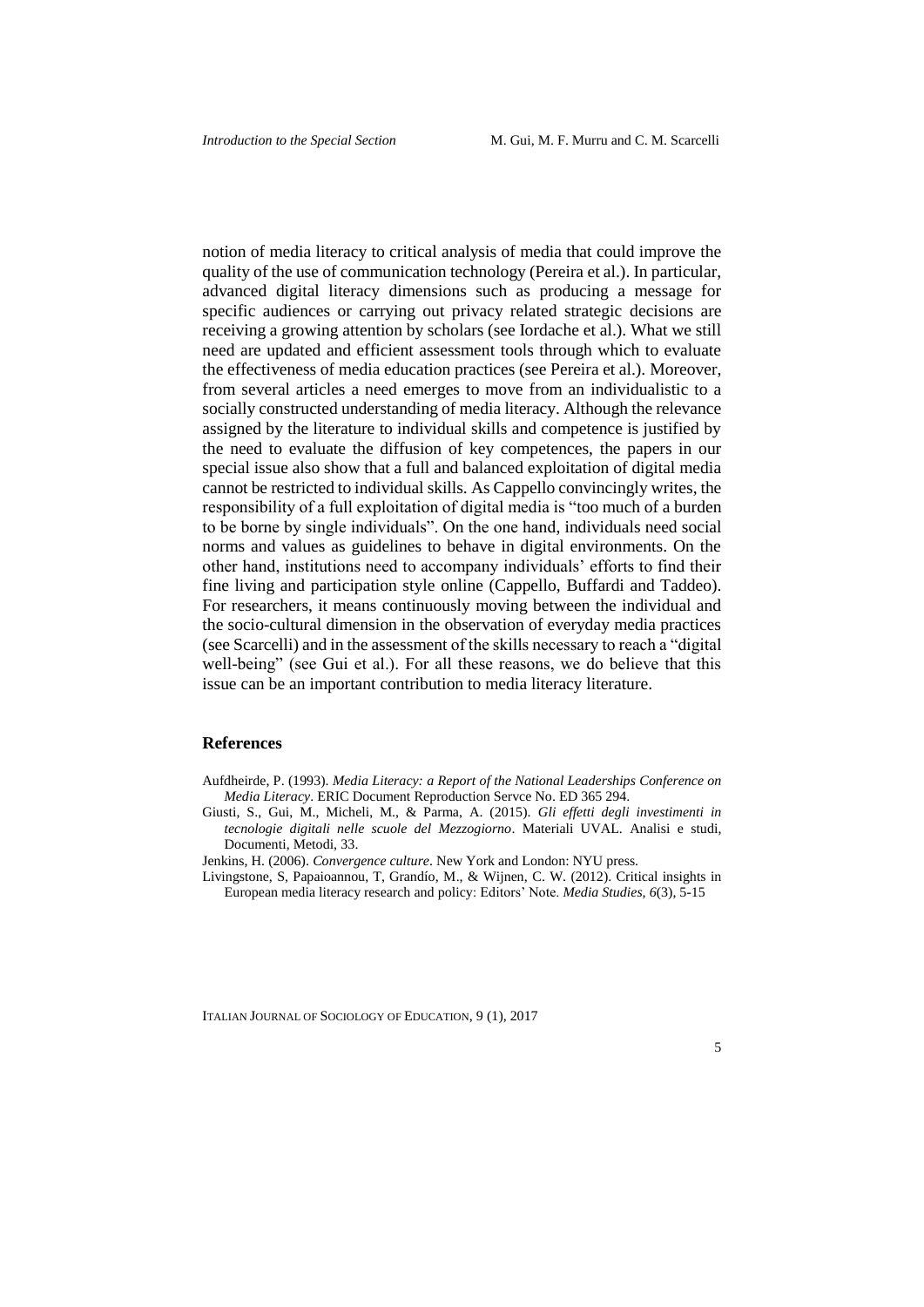notion of media literacy to critical analysis of media that could improve the quality of the use of communication technology (Pereira et al.). In particular, advanced digital literacy dimensions such as producing a message for specific audiences or carrying out privacy related strategic decisions are receiving a growing attention by scholars (see Iordache et al.). What we still need are updated and efficient assessment tools through which to evaluate the effectiveness of media education practices (see Pereira et al.). Moreover, from several articles a need emerges to move from an individualistic to a socially constructed understanding of media literacy. Although the relevance assigned by the literature to individual skills and competence is justified by the need to evaluate the diffusion of key competences, the papers in our special issue also show that a full and balanced exploitation of digital media cannot be restricted to individual skills. As Cappello convincingly writes, the responsibility of a full exploitation of digital media is "too much of a burden to be borne by single individuals". On the one hand, individuals need social norms and values as guidelines to behave in digital environments. On the other hand, institutions need to accompany individuals' efforts to find their fine living and participation style online (Cappello, Buffardi and Taddeo). For researchers, it means continuously moving between the individual and the socio-cultural dimension in the observation of everyday media practices (see Scarcelli) and in the assessment of the skills necessary to reach a "digital well-being" (see Gui et al.). For all these reasons, we do believe that this issue can be an important contribution to media literacy literature.

## References

Aufdheirde, P. (1993). *Media Literacy: a Report of the National Leaderships Conference on Media Literacy*. ERIC Document Reproduction Servce No. ED 365 294.

Giusti, S., Gui, M., Micheli, M., & Parma, A. (2015). *Gli effetti degli investimenti in tecnologie digitali nelle scuole del Mezzogiorno*. Materiali UVAL. Analisi e studi, Documenti, Metodi, 33.

Jenkins, H. (2006). *Convergence culture*. New York and London: NYU press.

Livingstone, S, Papaioannou, T, Grandío, M., & Wijnen, C. W. (2012). Critical insights in European media literacy research and policy: Editors' Note. *Media Studies*, *6*(3), 5-15